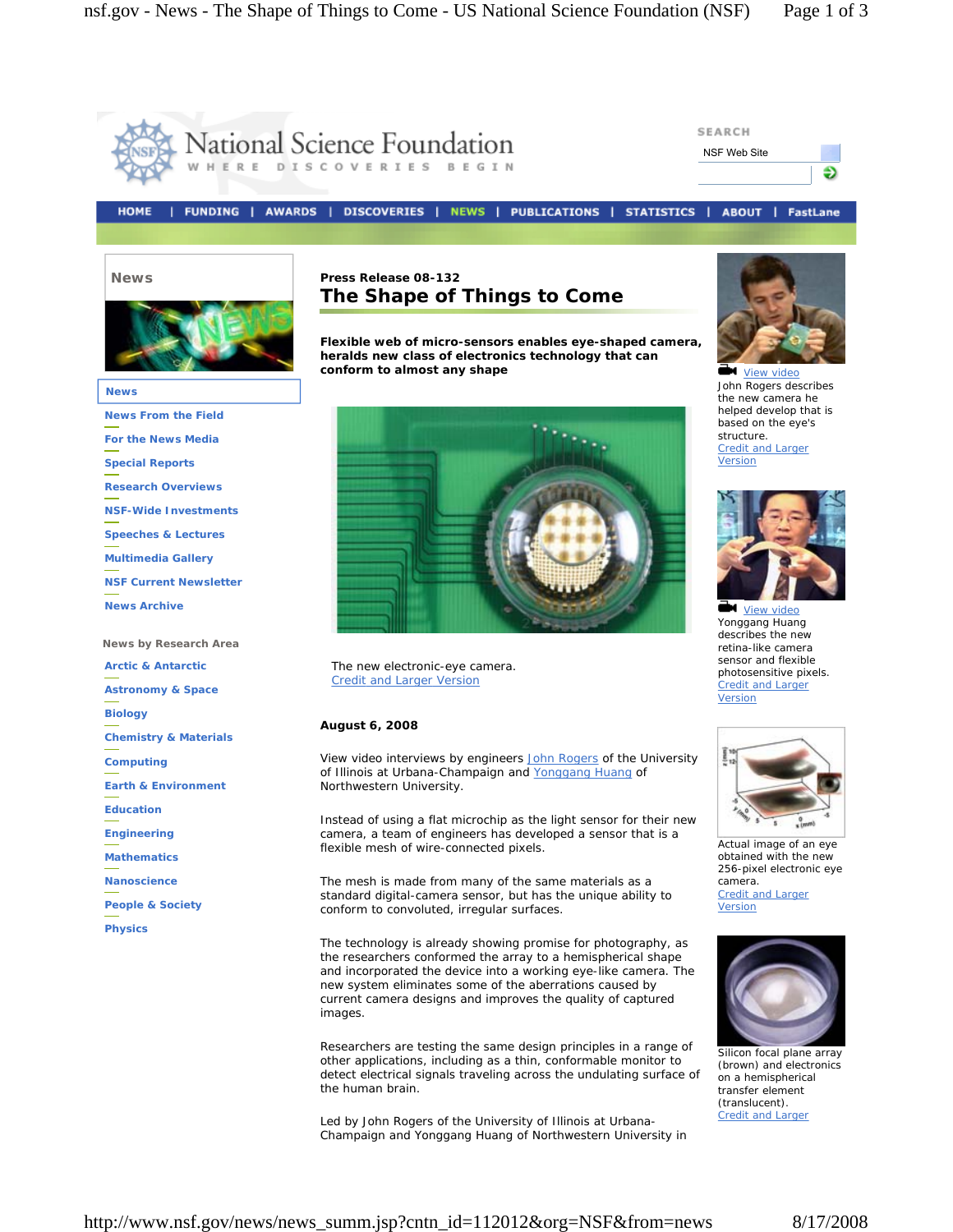National Science Foundation
WHERE DISCOVERIES BEGIN

SEARCH
NSF Web Site

HOME | FUNDING | AWARDS | DISCOVERIES | NEWS | PUBLICATIONS | STATISTICS | ABOUT | FastLane

**News**

- News
- News From the Field
- For the News Media
- Special Reports
- Research Overviews
- NSF-Wide Investments
- Speeches & Lectures
- Multimedia Gallery
- NSF Current Newsletter
- News Archive

**News by Research Area**

- Arctic & Antarctic
- Astronomy & Space
- Biology
- Chemistry & Materials
- Computing
- Earth & Environment
- Education
- Engineering
- Mathematics
- Nanoscience
- People & Society
- Physics

**Press Release 08-132**

# The Shape of Things to Come

**Flexible web of micro-sensors enables eye-shaped camera, heralds new class of electronics technology that can conform to almost any shape**

The new electronic-eye camera.
Credit and Larger Version

**August 6, 2008**

View video interviews by engineers John Rogers of the University of Illinois at Urbana-Champaign and Yonggang Huang of Northwestern University.

Instead of using a flat microchip as the light sensor for their new camera, a team of engineers has developed a sensor that is a flexible mesh of wire-connected pixels.

The mesh is made from many of the same materials as a standard digital-camera sensor, but has the unique ability to conform to convoluted, irregular surfaces.

The technology is already showing promise for photography, as the researchers conformed the array to a hemispherical shape and incorporated the device into a working eye-like camera. The new system eliminates some of the aberrations caused by current camera designs and improves the quality of captured images.

Researchers are testing the same design principles in a range of other applications, including as a thin, conformable monitor to detect electrical signals traveling across the undulating surface of the human brain.

Led by John Rogers of the University of Illinois at Urbana-Champaign and Yonggang Huang of Northwestern University in

View video
John Rogers describes the new camera he helped develop that is based on the eye's structure.
Credit and Larger Version

View video
Yonggang Huang describes the new retina-like camera sensor and flexible photosensitive pixels.
Credit and Larger Version

Actual image of an eye obtained with the new 256-pixel electronic eye camera.
Credit and Larger Version

Silicon focal plane array (brown) and electronics on a hemispherical transfer element (translucent).
Credit and Larger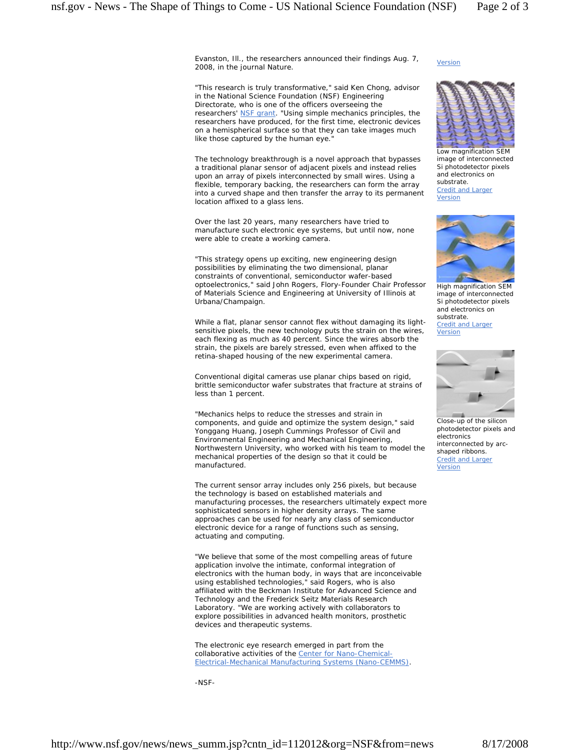Evanston, Ill., the researchers announced their findings Aug. 7, 2008, in the journal Nature.

"This research is truly transformative," said Ken Chong, advisor in the National Science Foundation (NSF) Engineering Directorate, who is one of the officers overseeing the researchers' NSF grant. "Using simple mechanics principles, the researchers have produced, for the first time, electronic devices on a hemispherical surface so that they can take images much like those captured by the human eye."

The technology breakthrough is a novel approach that bypasses a traditional planar sensor of adjacent pixels and instead relies upon an array of pixels interconnected by small wires. Using a flexible, temporary backing, the researchers can form the array into a curved shape and then transfer the array to its permanent location affixed to a glass lens.

Over the last 20 years, many researchers have tried to manufacture such electronic eye systems, but until now, none were able to create a working camera.

"This strategy opens up exciting, new engineering design possibilities by eliminating the two dimensional, planar constraints of conventional, semiconductor wafer-based optoelectronics," said John Rogers, Flory-Founder Chair Professor of Materials Science and Engineering at University of Illinois at Urbana/Champaign.

While a flat, planar sensor cannot flex without damaging its light-sensitive pixels, the new technology puts the strain on the wires, each flexing as much as 40 percent. Since the wires absorb the strain, the pixels are barely stressed, even when affixed to the retina-shaped housing of the new experimental camera.

Conventional digital cameras use planar chips based on rigid, brittle semiconductor wafer substrates that fracture at strains of less than 1 percent.

"Mechanics helps to reduce the stresses and strain in components, and guide and optimize the system design," said Yonggang Huang, Joseph Cummings Professor of Civil and Environmental Engineering and Mechanical Engineering, Northwestern University, who worked with his team to model the mechanical properties of the design so that it could be manufactured.

The current sensor array includes only 256 pixels, but because the technology is based on established materials and manufacturing processes, the researchers ultimately expect more sophisticated sensors in higher density arrays. The same approaches can be used for nearly any class of semiconductor electronic device for a range of functions such as sensing, actuating and computing.

"We believe that some of the most compelling areas of future application involve the intimate, conformal integration of electronics with the human body, in ways that are inconceivable using established technologies," said Rogers, who is also affiliated with the Beckman Institute for Advanced Science and Technology and the Frederick Seitz Materials Research Laboratory. "We are working actively with collaborators to explore possibilities in advanced health monitors, prosthetic devices and therapeutic systems.

The electronic eye research emerged in part from the collaborative activities of the Center for Nano-Chemical-Electrical-Mechanical Manufacturing Systems (Nano-CEMMS).

-NSF-

Version

Low magnification SEM image of interconnected Si photodetector pixels and electronics on substrate.
Credit and Larger Version

High magnification SEM image of interconnected Si photodetector pixels and electronics on substrate.
Credit and Larger Version

Close-up of the silicon photodetector pixels and electronics interconnected by arc-shaped ribbons.
Credit and Larger Version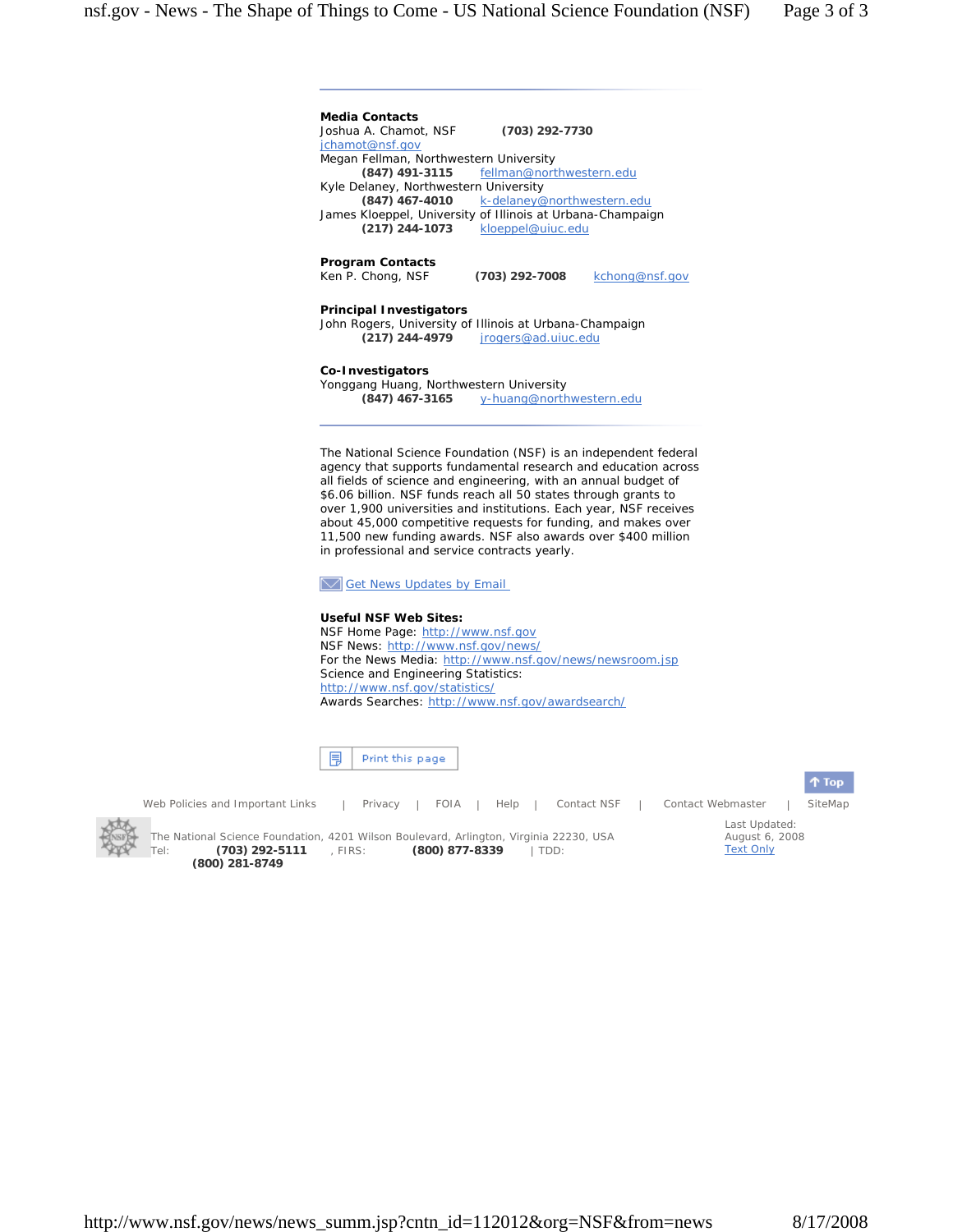---

**Media Contacts**
Joshua A. Chamot, NSF **(703) 292-7730**
jchamot@nsf.gov
Megan Fellman, Northwestern University
**(847) 491-3115** fellman@northwestern.edu
Kyle Delaney, Northwestern University
**(847) 467-4010** k-delaney@northwestern.edu
James Kloeppel, University of Illinois at Urbana-Champaign
**(217) 244-1073** kloeppel@uiuc.edu

**Program Contacts**
Ken P. Chong, NSF **(703) 292-7008** kchong@nsf.gov

**Principal Investigators**
John Rogers, University of Illinois at Urbana-Champaign
**(217) 244-4979** jrogers@ad.uiuc.edu

**Co-Investigators**
Yonggang Huang, Northwestern University
**(847) 467-3165** y-huang@northwestern.edu

---

The National Science Foundation (NSF) is an independent federal agency that supports fundamental research and education across all fields of science and engineering, with an annual budget of $6.06 billion. NSF funds reach all 50 states through grants to over 1,900 universities and institutions. Each year, NSF receives about 45,000 competitive requests for funding, and makes over 11,500 new funding awards. NSF also awards over $400 million in professional and service contracts yearly.

Get News Updates by Email

**Useful NSF Web Sites:**
NSF Home Page: http://www.nsf.gov
NSF News: http://www.nsf.gov/news/
For the News Media: http://www.nsf.gov/news/newsroom.jsp
Science and Engineering Statistics:
http://www.nsf.gov/statistics/
Awards Searches: http://www.nsf.gov/awardsearch/

Print this page

Top

Web Policies and Important Links | Privacy | FOIA | Help | Contact NSF | Contact Webmaster | SiteMap

The National Science Foundation, 4201 Wilson Boulevard, Arlington, Virginia 22230, USA
Tel: **(703) 292-5111**, FIRS: **(800) 877-8339** | TDD: **(800) 281-8749**

Last Updated:
August 6, 2008
Text Only